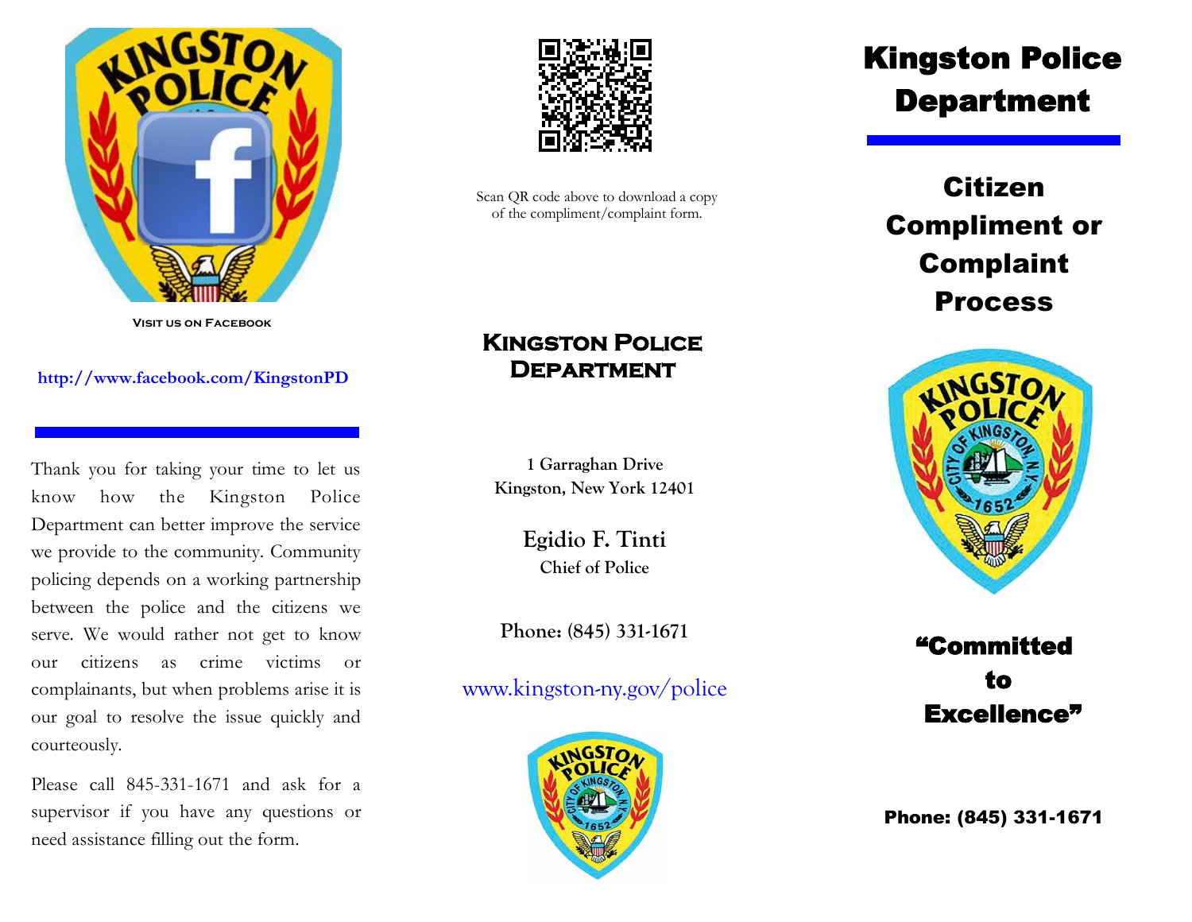**Visit us on Facebook**

http://www.facebook.com/KingstonPD

Thank you for taking your time to let us know how the Kingston Police Department can better improve the service we provide to the community. Community policing depends on a working partnership between the police and the citizens we serve. We would rather not get to know our citizens as crime victims or complainants, but when problems arise it is our goal to resolve the issue quickly and courteously.

Please call 845-331-1671 and ask for a supervisor if you have any questions or need assistance filling out the form.

Scan QR code above to download a copy of the compliment/complaint form.

## Kingston Police Department

**1 Garraghan Drive**
**Kingston, New York 12401**

**Egidio F. Tinti**
**Chief of Police**

**Phone: (845) 331-1671**

www.kingston-ny.gov/police

# Kingston Police Department

## Citizen Compliment or Complaint Process

**"Committed to Excellence"**

**Phone: (845) 331-1671**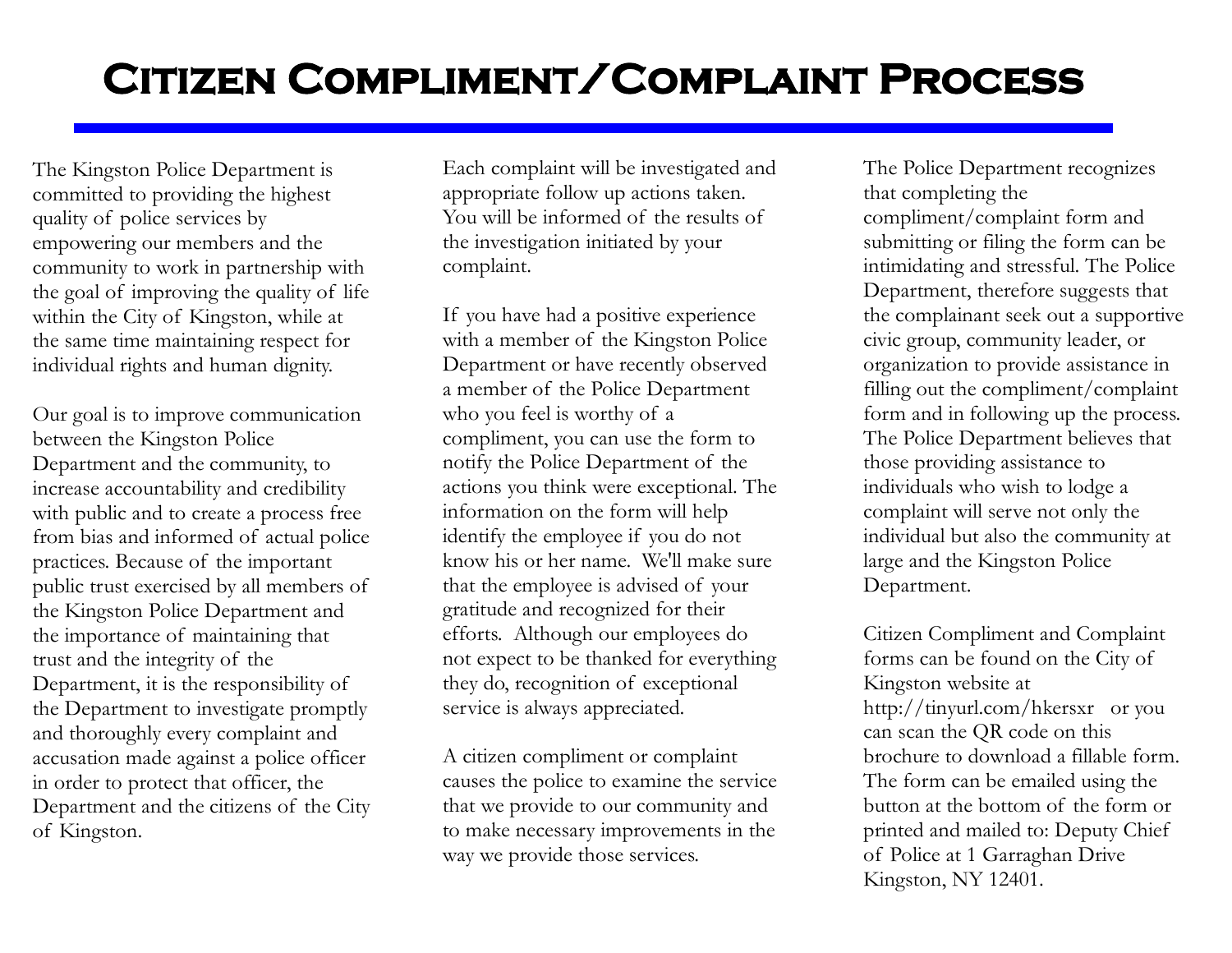# Citizen Compliment/Complaint Process

The Kingston Police Department is committed to providing the highest quality of police services by empowering our members and the community to work in partnership with the goal of improving the quality of life within the City of Kingston, while at the same time maintaining respect for individual rights and human dignity.

Our goal is to improve communication between the Kingston Police Department and the community, to increase accountability and credibility with public and to create a process free from bias and informed of actual police practices. Because of the important public trust exercised by all members of the Kingston Police Department and the importance of maintaining that trust and the integrity of the Department, it is the responsibility of the Department to investigate promptly and thoroughly every complaint and accusation made against a police officer in order to protect that officer, the Department and the citizens of the City of Kingston.

Each complaint will be investigated and appropriate follow up actions taken. You will be informed of the results of the investigation initiated by your complaint.

If you have had a positive experience with a member of the Kingston Police Department or have recently observed a member of the Police Department who you feel is worthy of a compliment, you can use the form to notify the Police Department of the actions you think were exceptional. The information on the form will help identify the employee if you do not know his or her name. We'll make sure that the employee is advised of your gratitude and recognized for their efforts. Although our employees do not expect to be thanked for everything they do, recognition of exceptional service is always appreciated.

A citizen compliment or complaint causes the police to examine the service that we provide to our community and to make necessary improvements in the way we provide those services.

The Police Department recognizes that completing the compliment/complaint form and submitting or filing the form can be intimidating and stressful. The Police Department, therefore suggests that the complainant seek out a supportive civic group, community leader, or organization to provide assistance in filling out the compliment/complaint form and in following up the process. The Police Department believes that those providing assistance to individuals who wish to lodge a complaint will serve not only the individual but also the community at large and the Kingston Police Department.

Citizen Compliment and Complaint forms can be found on the City of Kingston website at http://tinyurl.com/hkersxr or you can scan the QR code on this brochure to download a fillable form. The form can be emailed using the button at the bottom of the form or printed and mailed to: Deputy Chief of Police at 1 Garraghan Drive Kingston, NY 12401.